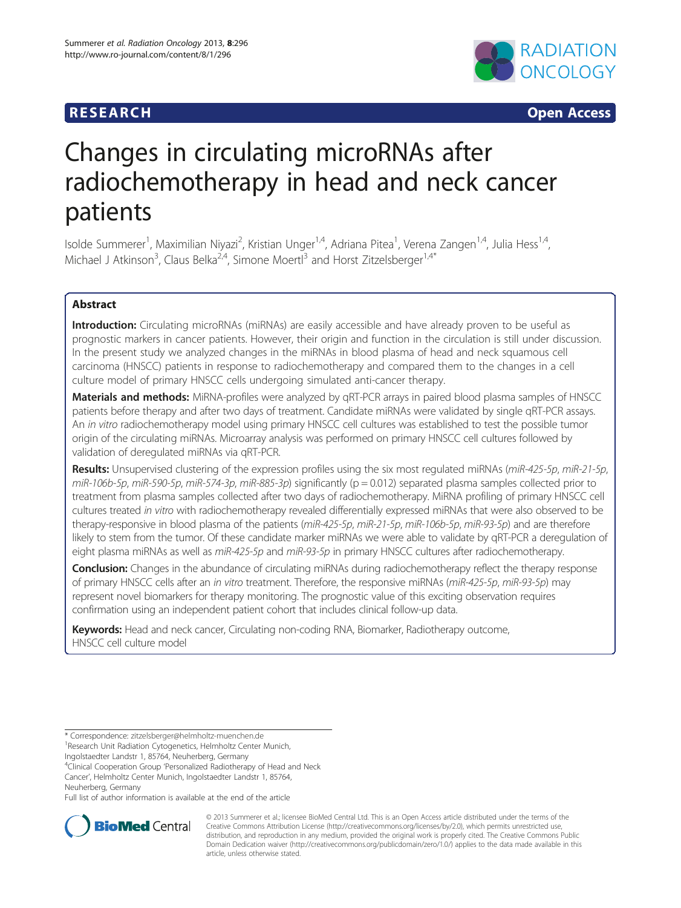RESEARCH Open Access

# Changes in circulating microRNAs after radiochemotherapy in head and neck cancer patients

Isolde Summerer[1], Maximilian Niyazi[2], Kristian Unger[1,4], Adriana Pitea[1], Verena Zangen[1,4], Julia Hess[1,4], Michael J Atkinson[3], Claus Belka[2,4], Simone Moertl[3] and Horst Zitzelsberger[1,4*]

## Abstract

**Introduction:** Circulating microRNAs (miRNAs) are easily accessible and have already proven to be useful as prognostic markers in cancer patients. However, their origin and function in the circulation is still under discussion. In the present study we analyzed changes in the miRNAs in blood plasma of head and neck squamous cell carcinoma (HNSCC) patients in response to radiochemotherapy and compared them to the changes in a cell culture model of primary HNSCC cells undergoing simulated anti-cancer therapy.

**Materials and methods:** MiRNA-profiles were analyzed by qRT-PCR arrays in paired blood plasma samples of HNSCC patients before therapy and after two days of treatment. Candidate miRNAs were validated by single qRT-PCR assays. An *in vitro* radiochemotherapy model using primary HNSCC cell cultures was established to test the possible tumor origin of the circulating miRNAs. Microarray analysis was performed on primary HNSCC cell cultures followed by validation of deregulated miRNAs via qRT-PCR.

**Results:** Unsupervised clustering of the expression profiles using the six most regulated miRNAs (*miR-425-5p*, *miR-21-5p*, *miR-106b-5p*, *miR-590-5p*, *miR-574-3p*, *miR-885-3p*) significantly ($p = 0.012$) separated plasma samples collected prior to treatment from plasma samples collected after two days of radiochemotherapy. MiRNA profiling of primary HNSCC cell cultures treated *in vitro* with radiochemotherapy revealed differentially expressed miRNAs that were also observed to be therapy-responsive in blood plasma of the patients (*miR-425-5p*, *miR-21-5p*, *miR-106b-5p*, *miR-93-5p*) and are therefore likely to stem from the tumor. Of these candidate marker miRNAs we were able to validate by qRT-PCR a deregulation of eight plasma miRNAs as well as *miR-425-5p* and *miR-93-5p* in primary HNSCC cultures after radiochemotherapy.

**Conclusion:** Changes in the abundance of circulating miRNAs during radiochemotherapy reflect the therapy response of primary HNSCC cells after an *in vitro* treatment. Therefore, the responsive miRNAs (*miR-425-5p*, *miR-93-5p*) may represent novel biomarkers for therapy monitoring. The prognostic value of this exciting observation requires confirmation using an independent patient cohort that includes clinical follow-up data.

**Keywords:** Head and neck cancer, Circulating non-coding RNA, Biomarker, Radiotherapy outcome, HNSCC cell culture model

---

* Correspondence: zitzelsberger@helmholtz-muenchen.de
[1]Research Unit Radiation Cytogenetics, Helmholtz Center Munich, Ingolstaedter Landstr 1, 85764, Neuherberg, Germany
[4]Clinical Cooperation Group 'Personalized Radiotherapy of Head and Neck Cancer', Helmholtz Center Munich, Ingolstaedter Landstr 1, 85764, Neuherberg, Germany
Full list of author information is available at the end of the article

© 2013 Summerer et al.; licensee BioMed Central Ltd. This is an Open Access article distributed under the terms of the Creative Commons Attribution License (http://creativecommons.org/licenses/by/2.0), which permits unrestricted use, distribution, and reproduction in any medium, provided the original work is properly cited. The Creative Commons Public Domain Dedication waiver (http://creativecommons.org/publicdomain/zero/1.0/) applies to the data made available in this article, unless otherwise stated.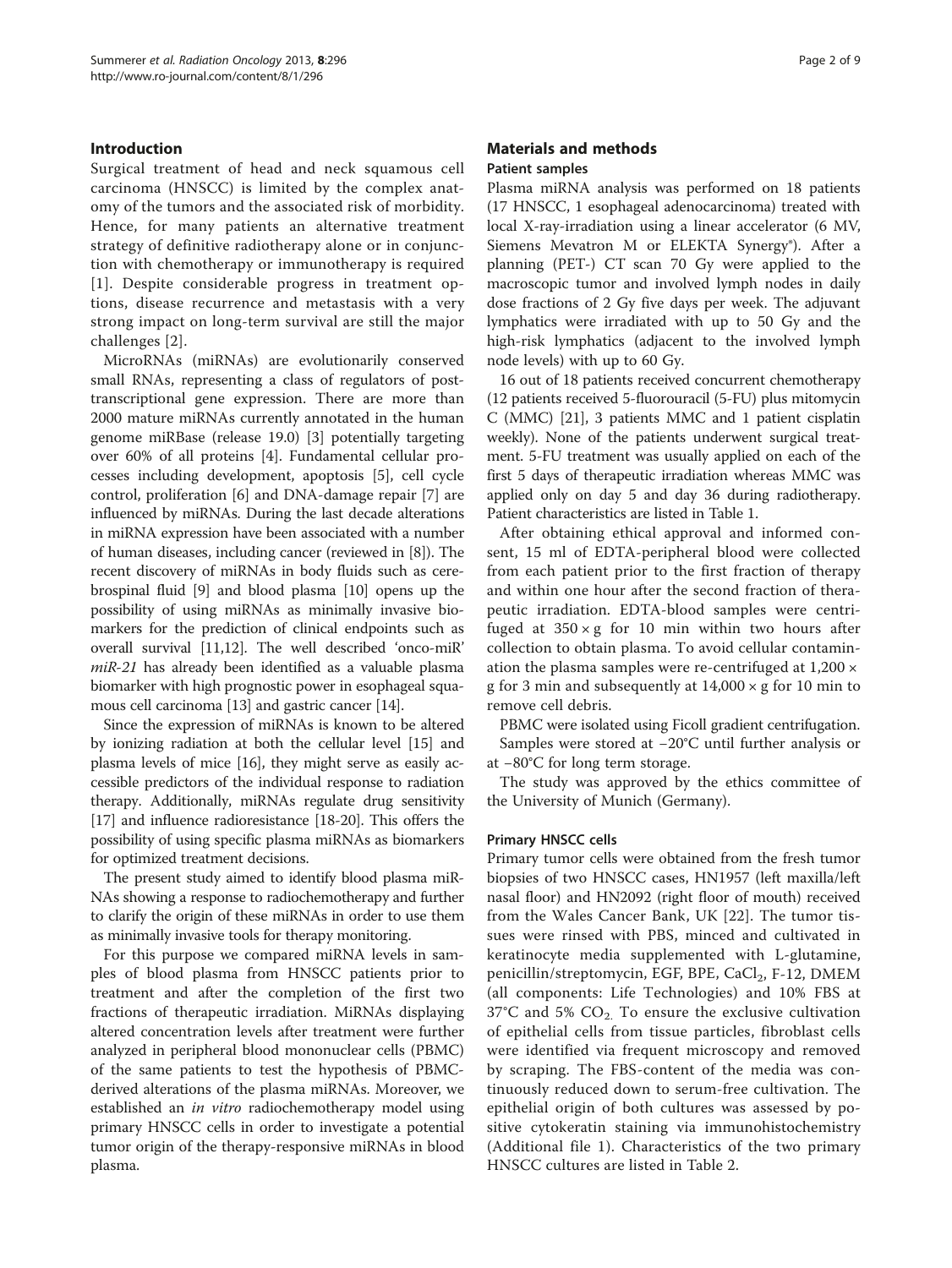## Introduction

Surgical treatment of head and neck squamous cell carcinoma (HNSCC) is limited by the complex anatomy of the tumors and the associated risk of morbidity. Hence, for many patients an alternative treatment strategy of definitive radiotherapy alone or in conjunction with chemotherapy or immunotherapy is required [1]. Despite considerable progress in treatment options, disease recurrence and metastasis with a very strong impact on long-term survival are still the major challenges [2].

MicroRNAs (miRNAs) are evolutionarily conserved small RNAs, representing a class of regulators of post-transcriptional gene expression. There are more than 2000 mature miRNAs currently annotated in the human genome miRBase (release 19.0) [3] potentially targeting over 60% of all proteins [4]. Fundamental cellular processes including development, apoptosis [5], cell cycle control, proliferation [6] and DNA-damage repair [7] are influenced by miRNAs. During the last decade alterations in miRNA expression have been associated with a number of human diseases, including cancer (reviewed in [8]). The recent discovery of miRNAs in body fluids such as cerebrospinal fluid [9] and blood plasma [10] opens up the possibility of using miRNAs as minimally invasive biomarkers for the prediction of clinical endpoints such as overall survival [11,12]. The well described 'onco-miR' *miR-21* has already been identified as a valuable plasma biomarker with high prognostic power in esophageal squamous cell carcinoma [13] and gastric cancer [14].

Since the expression of miRNAs is known to be altered by ionizing radiation at both the cellular level [15] and plasma levels of mice [16], they might serve as easily accessible predictors of the individual response to radiation therapy. Additionally, miRNAs regulate drug sensitivity [17] and influence radioresistance [18-20]. This offers the possibility of using specific plasma miRNAs as biomarkers for optimized treatment decisions.

The present study aimed to identify blood plasma miRNAs showing a response to radiochemotherapy and further to clarify the origin of these miRNAs in order to use them as minimally invasive tools for therapy monitoring.

For this purpose we compared miRNA levels in samples of blood plasma from HNSCC patients prior to treatment and after the completion of the first two fractions of therapeutic irradiation. MiRNAs displaying altered concentration levels after treatment were further analyzed in peripheral blood mononuclear cells (PBMC) of the same patients to test the hypothesis of PBMC-derived alterations of the plasma miRNAs. Moreover, we established an *in vitro* radiochemotherapy model using primary HNSCC cells in order to investigate a potential tumor origin of the therapy-responsive miRNAs in blood plasma.

## Materials and methods

### Patient samples

Plasma miRNA analysis was performed on 18 patients (17 HNSCC, 1 esophageal adenocarcinoma) treated with local X-ray-irradiation using a linear accelerator (6 MV, Siemens Mevatron M or ELEKTA Synergy®). After a planning (PET-) CT scan 70 Gy were applied to the macroscopic tumor and involved lymph nodes in daily dose fractions of 2 Gy five days per week. The adjuvant lymphatics were irradiated with up to 50 Gy and the high-risk lymphatics (adjacent to the involved lymph node levels) with up to 60 Gy.

16 out of 18 patients received concurrent chemotherapy (12 patients received 5-fluorouracil (5-FU) plus mitomycin C (MMC) [21], 3 patients MMC and 1 patient cisplatin weekly). None of the patients underwent surgical treatment. 5-FU treatment was usually applied on each of the first 5 days of therapeutic irradiation whereas MMC was applied only on day 5 and day 36 during radiotherapy. Patient characteristics are listed in Table 1.

After obtaining ethical approval and informed consent, 15 ml of EDTA-peripheral blood were collected from each patient prior to the first fraction of therapy and within one hour after the second fraction of therapeutic irradiation. EDTA-blood samples were centrifuged at 350 × g for 10 min within two hours after collection to obtain plasma. To avoid cellular contamination the plasma samples were re-centrifuged at 1,200 × g for 3 min and subsequently at 14,000 × g for 10 min to remove cell debris.

PBMC were isolated using Ficoll gradient centrifugation.

Samples were stored at −20°C until further analysis or at −80°C for long term storage.

The study was approved by the ethics committee of the University of Munich (Germany).

### Primary HNSCC cells

Primary tumor cells were obtained from the fresh tumor biopsies of two HNSCC cases, HN1957 (left maxilla/left nasal floor) and HN2092 (right floor of mouth) received from the Wales Cancer Bank, UK [22]. The tumor tissues were rinsed with PBS, minced and cultivated in keratinocyte media supplemented with L-glutamine, penicillin/streptomycin, EGF, BPE, $CaCl_2$, F-12, DMEM (all components: Life Technologies) and 10% FBS at 37°C and 5% $CO_2$. To ensure the exclusive cultivation of epithelial cells from tissue particles, fibroblast cells were identified via frequent microscopy and removed by scraping. The FBS-content of the media was continuously reduced down to serum-free cultivation. The epithelial origin of both cultures was assessed by positive cytokeratin staining via immunohistochemistry (Additional file 1). Characteristics of the two primary HNSCC cultures are listed in Table 2.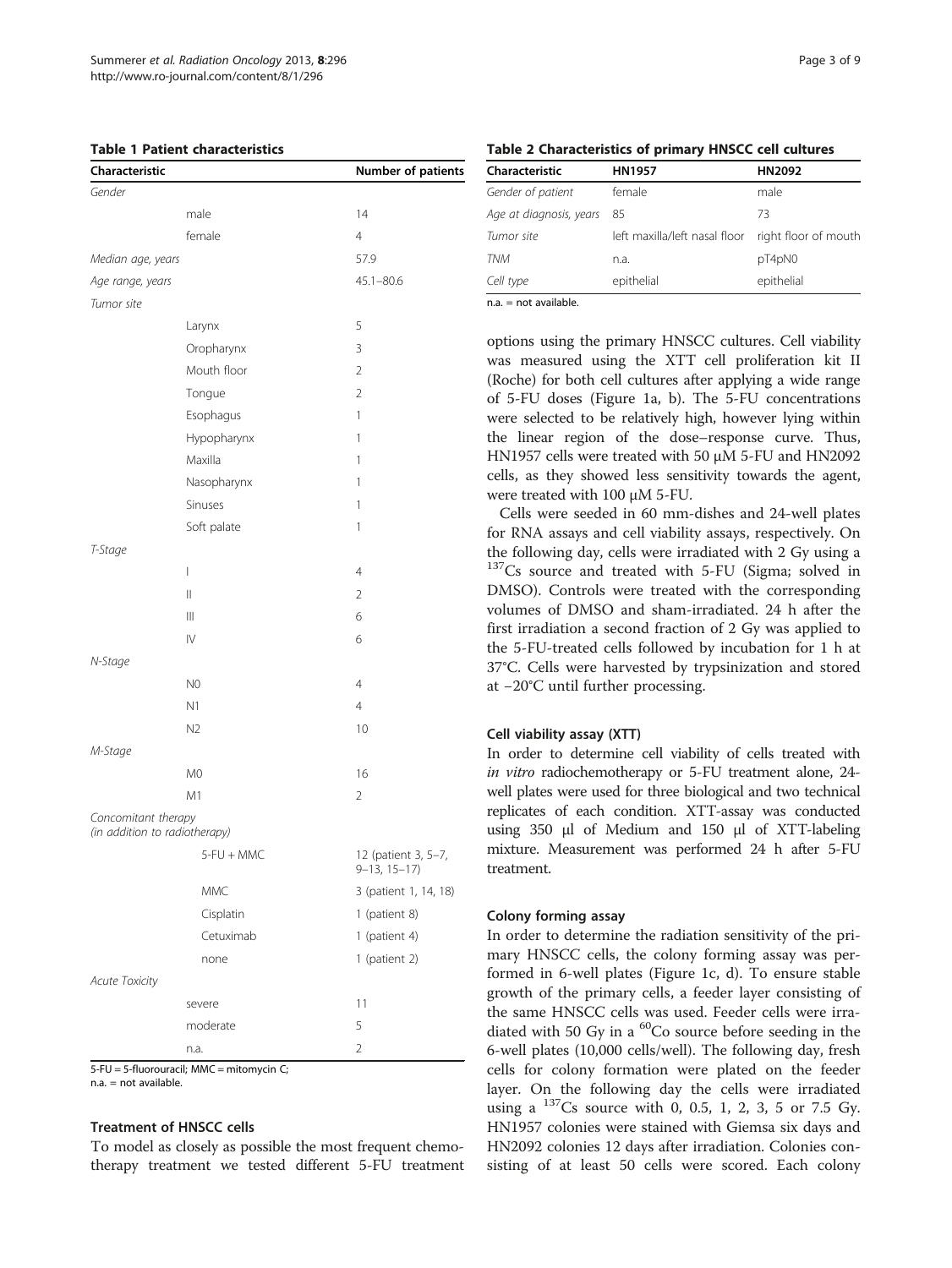**Table 1 Patient characteristics**

| Characteristic | | Number of patients |
|---|---|---|
| *Gender* | | |
| | male | 14 |
| | female | 4 |
| *Median age, years* | | 57.9 |
| *Age range, years* | | 45.1–80.6 |
| *Tumor site* | | |
| | Larynx | 5 |
| | Oropharynx | 3 |
| | Mouth floor | 2 |
| | Tongue | 2 |
| | Esophagus | 1 |
| | Hypopharynx | 1 |
| | Maxilla | 1 |
| | Nasopharynx | 1 |
| | Sinuses | 1 |
| | Soft palate | 1 |
| *T-Stage* | | |
| | I | 4 |
| | II | 2 |
| | III | 6 |
| | IV | 6 |
| *N-Stage* | | |
| | N0 | 4 |
| | N1 | 4 |
| | N2 | 10 |
| *M-Stage* | | |
| | M0 | 16 |
| | M1 | 2 |
| *Concomitant therapy (in addition to radiotherapy)* | | |
| | 5-FU + MMC | 12 (patient 3, 5–7, 9–13, 15–17) |
| | MMC | 3 (patient 1, 14, 18) |
| | Cisplatin | 1 (patient 8) |
| | Cetuximab | 1 (patient 4) |
| | none | 1 (patient 2) |
| *Acute Toxicity* | | |
| | severe | 11 |
| | moderate | 5 |
| | n.a. | 2 |

5-FU = 5-fluorouracil; MMC = mitomycin C;
n.a. = not available.

### Treatment of HNSCC cells

To model as closely as possible the most frequent chemotherapy treatment we tested different 5-FU treatment options using the primary HNSCC cultures. Cell viability was measured using the XTT cell proliferation kit II (Roche) for both cell cultures after applying a wide range of 5-FU doses (Figure 1a, b). The 5-FU concentrations were selected to be relatively high, however lying within the linear region of the dose–response curve. Thus, HN1957 cells were treated with 50 μM 5-FU and HN2092 cells, as they showed less sensitivity towards the agent, were treated with 100 μM 5-FU.

**Table 2 Characteristics of primary HNSCC cell cultures**

| Characteristic | HN1957 | HN2092 |
|---|---|---|
| *Gender of patient* | female | male |
| *Age at diagnosis, years* | 85 | 73 |
| *Tumor site* | left maxilla/left nasal floor | right floor of mouth |
| *TNM* | n.a. | pT4pN0 |
| *Cell type* | epithelial | epithelial |

n.a. = not available.

Cells were seeded in 60 mm-dishes and 24-well plates for RNA assays and cell viability assays, respectively. On the following day, cells were irradiated with 2 Gy using a $^{137}$Cs source and treated with 5-FU (Sigma; solved in DMSO). Controls were treated with the corresponding volumes of DMSO and sham-irradiated. 24 h after the first irradiation a second fraction of 2 Gy was applied to the 5-FU-treated cells followed by incubation for 1 h at 37°C. Cells were harvested by trypsinization and stored at −20°C until further processing.

### Cell viability assay (XTT)

In order to determine cell viability of cells treated with *in vitro* radiochemotherapy or 5-FU treatment alone, 24-well plates were used for three biological and two technical replicates of each condition. XTT-assay was conducted using 350 μl of Medium and 150 μl of XTT-labeling mixture. Measurement was performed 24 h after 5-FU treatment.

### Colony forming assay

In order to determine the radiation sensitivity of the primary HNSCC cells, the colony forming assay was performed in 6-well plates (Figure 1c, d). To ensure stable growth of the primary cells, a feeder layer consisting of the same HNSCC cells was used. Feeder cells were irradiated with 50 Gy in a $^{60}$Co source before seeding in the 6-well plates (10,000 cells/well). The following day, fresh cells for colony formation were plated on the feeder layer. On the following day the cells were irradiated using a $^{137}$Cs source with 0, 0.5, 1, 2, 3, 5 or 7.5 Gy. HN1957 colonies were stained with Giemsa six days and HN2092 colonies 12 days after irradiation. Colonies consisting of at least 50 cells were scored. Each colony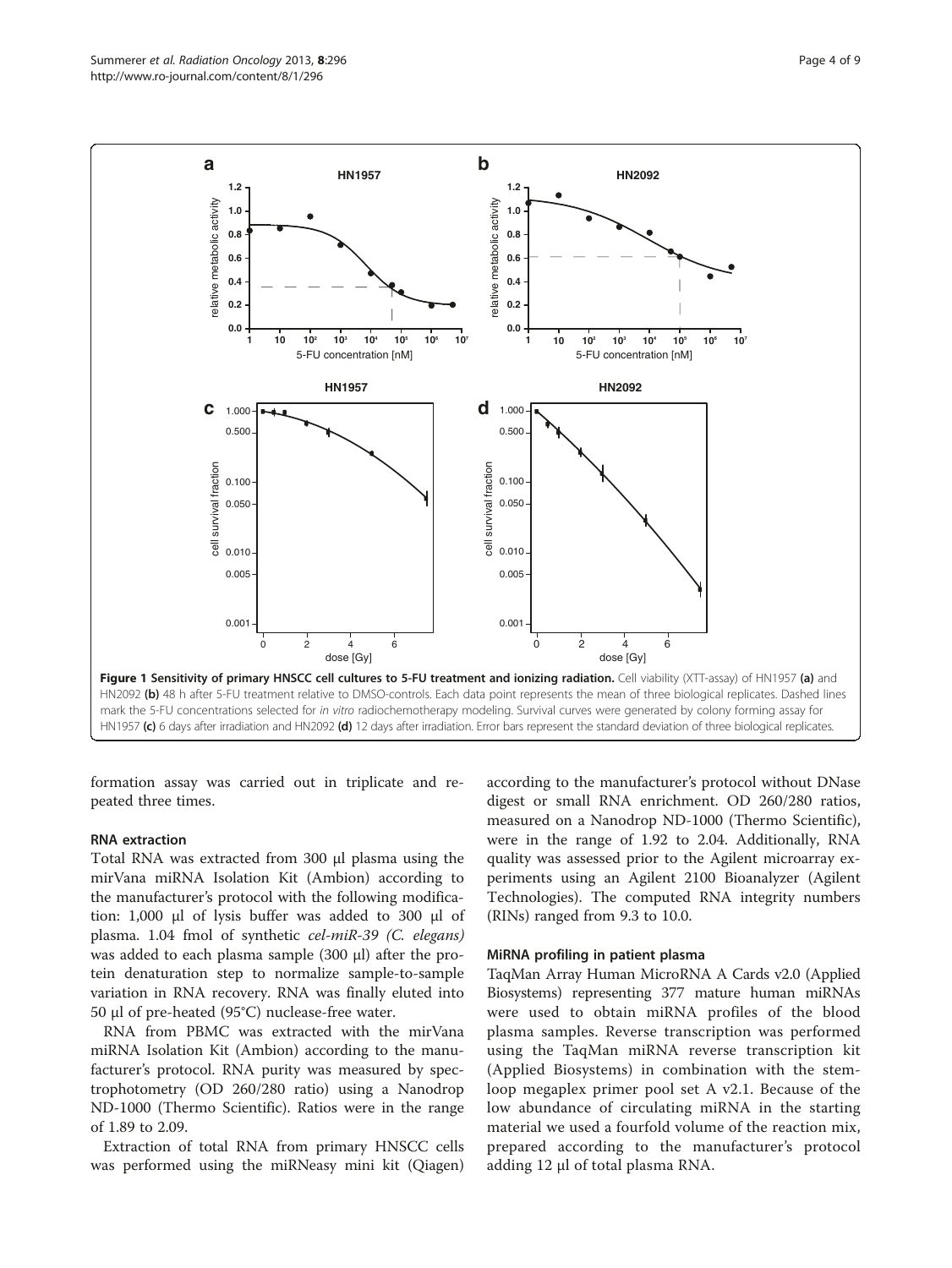**Figure 1 Sensitivity of primary HNSCC cell cultures to 5-FU treatment and ionizing radiation.** Cell viability (XTT-assay) of HN1957 **(a)** and HN2092 **(b)** 48 h after 5-FU treatment relative to DMSO-controls. Each data point represents the mean of three biological replicates. Dashed lines mark the 5-FU concentrations selected for *in vitro* radiochemotherapy modeling. Survival curves were generated by colony forming assay for HN1957 **(c)** 6 days after irradiation and HN2092 **(d)** 12 days after irradiation. Error bars represent the standard deviation of three biological replicates.

formation assay was carried out in triplicate and repeated three times.

### RNA extraction

Total RNA was extracted from 300 μl plasma using the mirVana miRNA Isolation Kit (Ambion) according to the manufacturer's protocol with the following modification: 1,000 μl of lysis buffer was added to 300 μl of plasma. 1.04 fmol of synthetic *cel-miR-39 (C. elegans)* was added to each plasma sample (300 μl) after the protein denaturation step to normalize sample-to-sample variation in RNA recovery. RNA was finally eluted into 50 μl of pre-heated (95°C) nuclease-free water.

RNA from PBMC was extracted with the mirVana miRNA Isolation Kit (Ambion) according to the manufacturer's protocol. RNA purity was measured by spectrophotometry (OD 260/280 ratio) using a Nanodrop ND-1000 (Thermo Scientific). Ratios were in the range of 1.89 to 2.09.

Extraction of total RNA from primary HNSCC cells was performed using the miRNeasy mini kit (Qiagen) according to the manufacturer's protocol without DNase digest or small RNA enrichment. OD 260/280 ratios, measured on a Nanodrop ND-1000 (Thermo Scientific), were in the range of 1.92 to 2.04. Additionally, RNA quality was assessed prior to the Agilent microarray experiments using an Agilent 2100 Bioanalyzer (Agilent Technologies). The computed RNA integrity numbers (RINs) ranged from 9.3 to 10.0.

### MiRNA profiling in patient plasma

TaqMan Array Human MicroRNA A Cards v2.0 (Applied Biosystems) representing 377 mature human miRNAs were used to obtain miRNA profiles of the blood plasma samples. Reverse transcription was performed using the TaqMan miRNA reverse transcription kit (Applied Biosystems) in combination with the stem-loop megaplex primer pool set A v2.1. Because of the low abundance of circulating miRNA in the starting material we used a fourfold volume of the reaction mix, prepared according to the manufacturer's protocol adding 12 μl of total plasma RNA.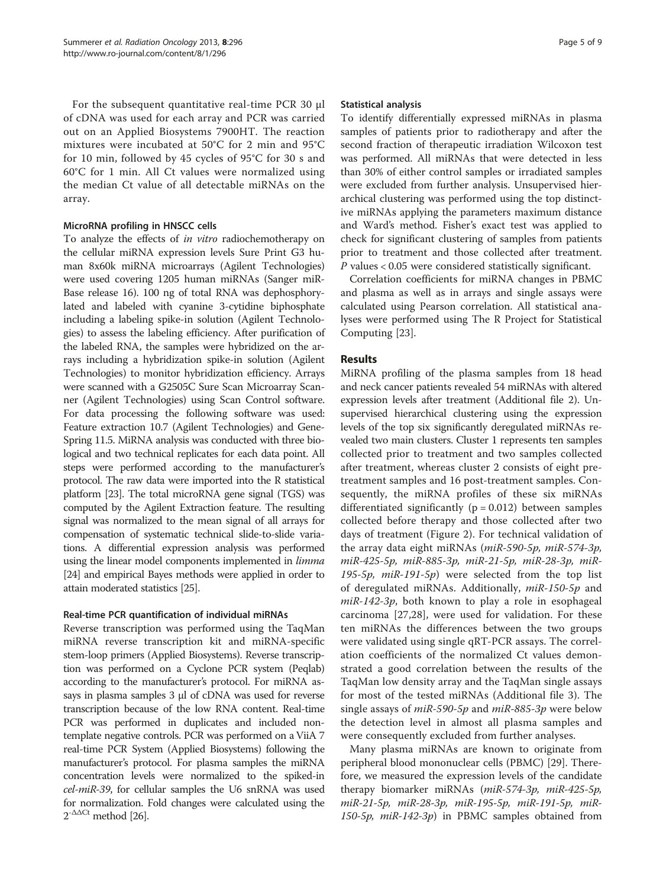For the subsequent quantitative real-time PCR 30 µl of cDNA was used for each array and PCR was carried out on an Applied Biosystems 7900HT. The reaction mixtures were incubated at 50°C for 2 min and 95°C for 10 min, followed by 45 cycles of 95°C for 30 s and 60°C for 1 min. All Ct values were normalized using the median Ct value of all detectable miRNAs on the array.

#### MicroRNA profiling in HNSCC cells

To analyze the effects of *in vitro* radiochemotherapy on the cellular miRNA expression levels Sure Print G3 human 8x60k miRNA microarrays (Agilent Technologies) were used covering 1205 human miRNAs (Sanger miRBase release 16). 100 ng of total RNA was dephosphorylated and labeled with cyanine 3-cytidine biphosphate including a labeling spike-in solution (Agilent Technologies) to assess the labeling efficiency. After purification of the labeled RNA, the samples were hybridized on the arrays including a hybridization spike-in solution (Agilent Technologies) to monitor hybridization efficiency. Arrays were scanned with a G2505C Sure Scan Microarray Scanner (Agilent Technologies) using Scan Control software. For data processing the following software was used: Feature extraction 10.7 (Agilent Technologies) and GeneSpring 11.5. MiRNA analysis was conducted with three biological and two technical replicates for each data point. All steps were performed according to the manufacturer's protocol. The raw data were imported into the R statistical platform [23]. The total microRNA gene signal (TGS) was computed by the Agilent Extraction feature. The resulting signal was normalized to the mean signal of all arrays for compensation of systematic technical slide-to-slide variations. A differential expression analysis was performed using the linear model components implemented in *limma* [24] and empirical Bayes methods were applied in order to attain moderated statistics [25].

#### Real-time PCR quantification of individual miRNAs

Reverse transcription was performed using the TaqMan miRNA reverse transcription kit and miRNA-specific stem-loop primers (Applied Biosystems). Reverse transcription was performed on a Cyclone PCR system (Peqlab) according to the manufacturer's protocol. For miRNA assays in plasma samples 3 µl of cDNA was used for reverse transcription because of the low RNA content. Real-time PCR was performed in duplicates and included non-template negative controls. PCR was performed on a ViiA 7 real-time PCR System (Applied Biosystems) following the manufacturer's protocol. For plasma samples the miRNA concentration levels were normalized to the spiked-in *cel-miR-39*, for cellular samples the U6 snRNA was used for normalization. Fold changes were calculated using the $2^{-\Delta\Delta Ct}$ method [26].

#### Statistical analysis

To identify differentially expressed miRNAs in plasma samples of patients prior to radiotherapy and after the second fraction of therapeutic irradiation Wilcoxon test was performed. All miRNAs that were detected in less than 30% of either control samples or irradiated samples were excluded from further analysis. Unsupervised hierarchical clustering was performed using the top distinctive miRNAs applying the parameters maximum distance and Ward's method. Fisher's exact test was applied to check for significant clustering of samples from patients prior to treatment and those collected after treatment. $P$ values < 0.05 were considered statistically significant.

Correlation coefficients for miRNA changes in PBMC and plasma as well as in arrays and single assays were calculated using Pearson correlation. All statistical analyses were performed using The R Project for Statistical Computing [23].

## Results

MiRNA profiling of the plasma samples from 18 head and neck cancer patients revealed 54 miRNAs with altered expression levels after treatment (Additional file 2). Unsupervised hierarchical clustering using the expression levels of the top six significantly deregulated miRNAs revealed two main clusters. Cluster 1 represents ten samples collected prior to treatment and two samples collected after treatment, whereas cluster 2 consists of eight pretreatment samples and 16 post-treatment samples. Consequently, the miRNA profiles of these six miRNAs differentiated significantly ($p = 0.012$) between samples collected before therapy and those collected after two days of treatment (Figure 2). For technical validation of the array data eight miRNAs (*miR-590-5p, miR-574-3p, miR-425-5p, miR-885-3p, miR-21-5p, miR-28-3p, miR-195-5p, miR-191-5p*) were selected from the top list of deregulated miRNAs. Additionally, *miR-150-5p* and *miR-142-3p*, both known to play a role in esophageal carcinoma [27,28], were used for validation. For these ten miRNAs the differences between the two groups were validated using single qRT-PCR assays. The correlation coefficients of the normalized Ct values demonstrated a good correlation between the results of the TaqMan low density array and the TaqMan single assays for most of the tested miRNAs (Additional file 3). The single assays of *miR-590-5p* and *miR-885-3p* were below the detection level in almost all plasma samples and were consequently excluded from further analyses.

Many plasma miRNAs are known to originate from peripheral blood mononuclear cells (PBMC) [29]. Therefore, we measured the expression levels of the candidate therapy biomarker miRNAs (*miR-574-3p, miR-425-5p, miR-21-5p, miR-28-3p, miR-195-5p, miR-191-5p, miR-150-5p, miR-142-3p*) in PBMC samples obtained from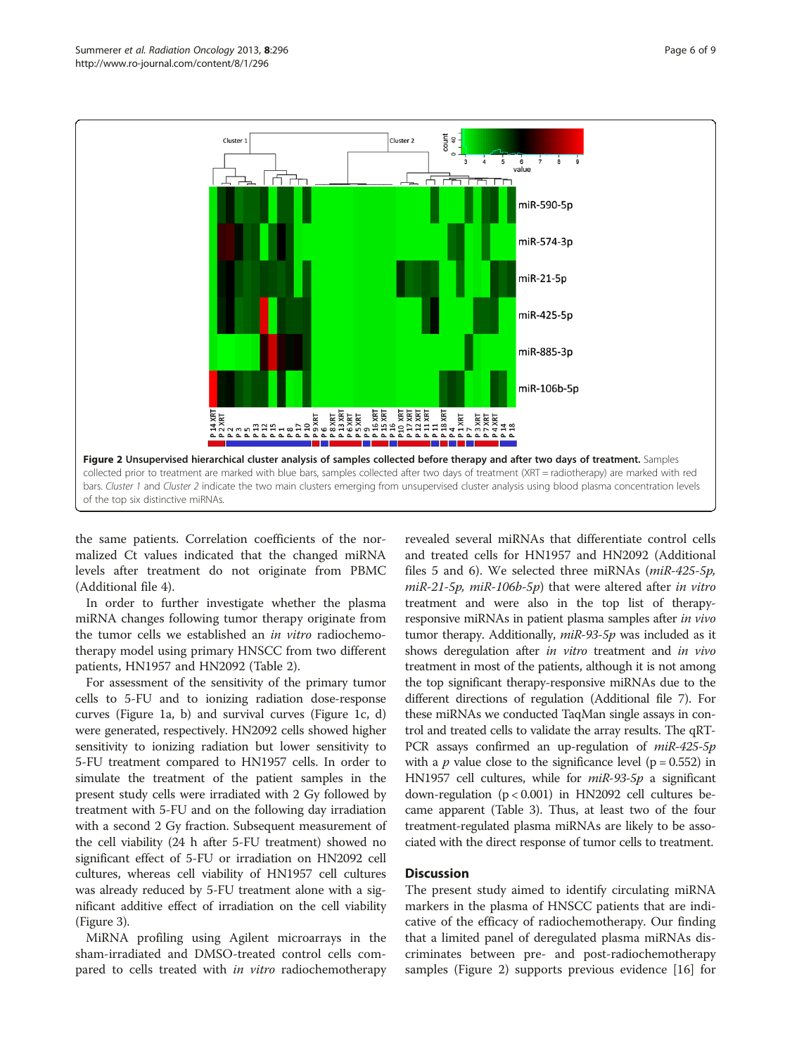**Figure 2 Unsupervised hierarchical cluster analysis of samples collected before therapy and after two days of treatment.** Samples collected prior to treatment are marked with blue bars, samples collected after two days of treatment (XRT = radiotherapy) are marked with red bars. *Cluster 1* and *Cluster 2* indicate the two main clusters emerging from unsupervised cluster analysis using blood plasma concentration levels of the top six distinctive miRNAs.

the same patients. Correlation coefficients of the normalized Ct values indicated that the changed miRNA levels after treatment do not originate from PBMC (Additional file 4).

In order to further investigate whether the plasma miRNA changes following tumor therapy originate from the tumor cells we established an *in vitro* radiochemotherapy model using primary HNSCC from two different patients, HN1957 and HN2092 (Table 2).

For assessment of the sensitivity of the primary tumor cells to 5-FU and to ionizing radiation dose-response curves (Figure 1a, b) and survival curves (Figure 1c, d) were generated, respectively. HN2092 cells showed higher sensitivity to ionizing radiation but lower sensitivity to 5-FU treatment compared to HN1957 cells. In order to simulate the treatment of the patient samples in the present study cells were irradiated with 2 Gy followed by treatment with 5-FU and on the following day irradiation with a second 2 Gy fraction. Subsequent measurement of the cell viability (24 h after 5-FU treatment) showed no significant effect of 5-FU or irradiation on HN2092 cell cultures, whereas cell viability of HN1957 cell cultures was already reduced by 5-FU treatment alone with a significant additive effect of irradiation on the cell viability (Figure 3).

MiRNA profiling using Agilent microarrays in the sham-irradiated and DMSO-treated control cells compared to cells treated with *in vitro* radiochemotherapy revealed several miRNAs that differentiate control cells and treated cells for HN1957 and HN2092 (Additional files 5 and 6). We selected three miRNAs (*miR-425-5p, miR-21-5p, miR-106b-5p*) that were altered after *in vitro* treatment and were also in the top list of therapy-responsive miRNAs in patient plasma samples after *in vivo* tumor therapy. Additionally, *miR-93-5p* was included as it shows deregulation after *in vitro* treatment and *in vivo* treatment in most of the patients, although it is not among the top significant therapy-responsive miRNAs due to the different directions of regulation (Additional file 7). For these miRNAs we conducted TaqMan single assays in control and treated cells to validate the array results. The qRT-PCR assays confirmed an up-regulation of *miR-425-5p* with a $p$ value close to the significance level ($p = 0.552$) in HN1957 cell cultures, while for *miR-93-5p* a significant down-regulation ($p < 0.001$) in HN2092 cell cultures became apparent (Table 3). Thus, at least two of the four treatment-regulated plasma miRNAs are likely to be associated with the direct response of tumor cells to treatment.

## Discussion

The present study aimed to identify circulating miRNA markers in the plasma of HNSCC patients that are indicative of the efficacy of radiochemotherapy. Our finding that a limited panel of deregulated plasma miRNAs discriminates between pre- and post-radiochemotherapy samples (Figure 2) supports previous evidence [16] for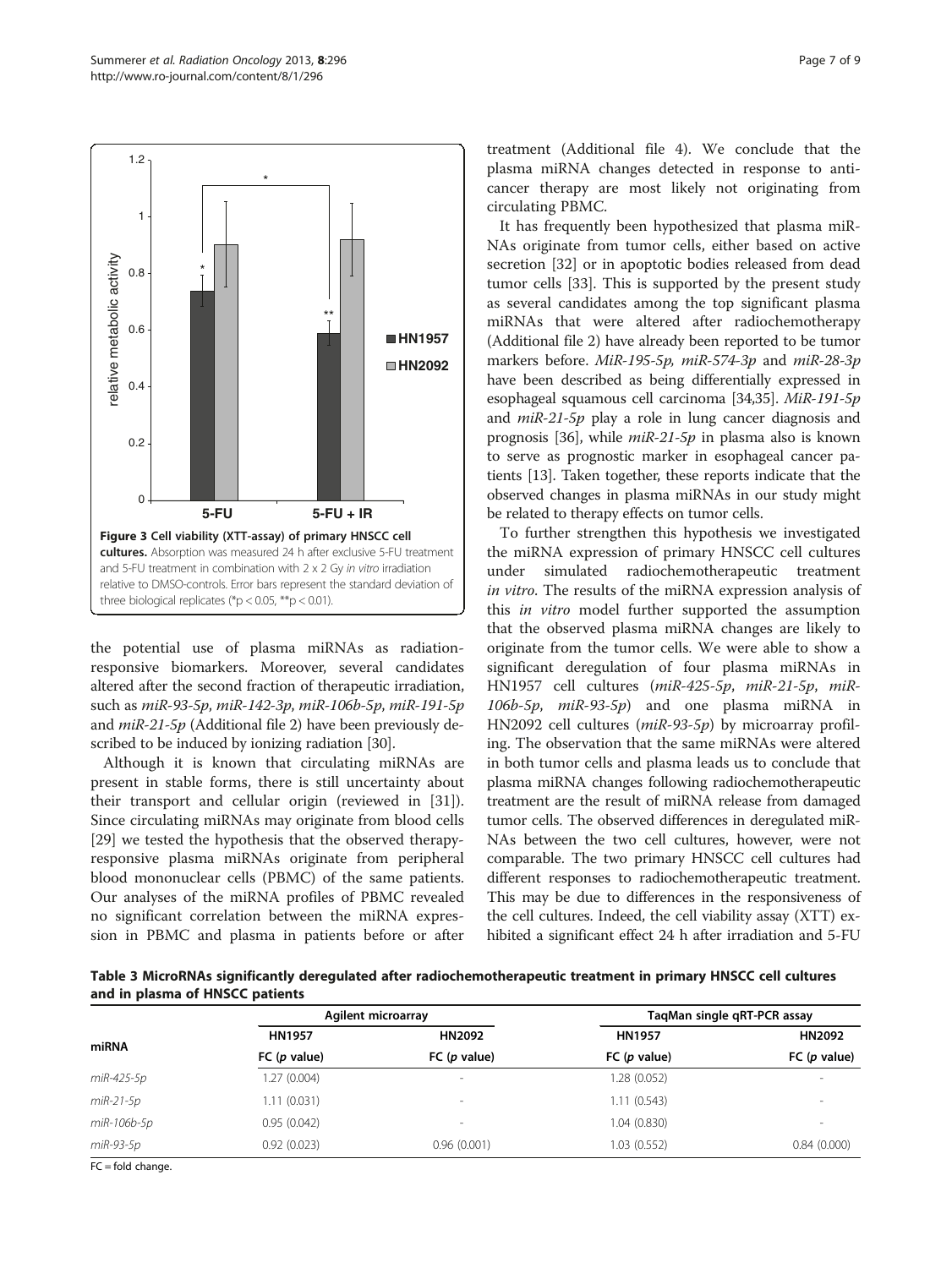**Figure 3 Cell viability (XTT-assay) of primary HNSCC cell cultures.** Absorption was measured 24 h after exclusive 5-FU treatment and 5-FU treatment in combination with 2 x 2 Gy *in vitro* irradiation relative to DMSO-controls. Error bars represent the standard deviation of three biological replicates (*p < 0.05, **p < 0.01).

the potential use of plasma miRNAs as radiation-responsive biomarkers. Moreover, several candidates altered after the second fraction of therapeutic irradiation, such as *miR-93-5p*, *miR-142-3p*, *miR-106b-5p*, *miR-191-5p* and *miR-21-5p* (Additional file 2) have been previously described to be induced by ionizing radiation [30].

Although it is known that circulating miRNAs are present in stable forms, there is still uncertainty about their transport and cellular origin (reviewed in [31]). Since circulating miRNAs may originate from blood cells [29] we tested the hypothesis that the observed therapy-responsive plasma miRNAs originate from peripheral blood mononuclear cells (PBMC) of the same patients. Our analyses of the miRNA profiles of PBMC revealed no significant correlation between the miRNA expression in PBMC and plasma in patients before or after treatment (Additional file 4). We conclude that the plasma miRNA changes detected in response to anticancer therapy are most likely not originating from circulating PBMC.

It has frequently been hypothesized that plasma miRNAs originate from tumor cells, either based on active secretion [32] or in apoptotic bodies released from dead tumor cells [33]. This is supported by the present study as several candidates among the top significant plasma miRNAs that were altered after radiochemotherapy (Additional file 2) have already been reported to be tumor markers before. *MiR-195-5p*, *miR-574-3p* and *miR-28-3p* have been described as being differentially expressed in esophageal squamous cell carcinoma [34,35]. *MiR-191-5p* and *miR-21-5p* play a role in lung cancer diagnosis and prognosis [36], while *miR-21-5p* in plasma also is known to serve as prognostic marker in esophageal cancer patients [13]. Taken together, these reports indicate that the observed changes in plasma miRNAs in our study might be related to therapy effects on tumor cells.

To further strengthen this hypothesis we investigated the miRNA expression of primary HNSCC cell cultures under simulated radiochemotherapeutic treatment *in vitro*. The results of the miRNA expression analysis of this *in vitro* model further supported the assumption that the observed plasma miRNA changes are likely to originate from the tumor cells. We were able to show a significant deregulation of four plasma miRNAs in HN1957 cell cultures (*miR-425-5p*, *miR-21-5p*, *miR-106b-5p*, *miR-93-5p*) and one plasma miRNA in HN2092 cell cultures (*miR-93-5p*) by microarray profiling. The observation that the same miRNAs were altered in both tumor cells and plasma leads us to conclude that plasma miRNA changes following radiochemotherapeutic treatment are the result of miRNA release from damaged tumor cells. The observed differences in deregulated miRNAs between the two cell cultures, however, were not comparable. The two primary HNSCC cell cultures had different responses to radiochemotherapeutic treatment. This may be due to differences in the responsiveness of the cell cultures. Indeed, the cell viability assay (XTT) exhibited a significant effect 24 h after irradiation and 5-FU

**Table 3 MicroRNAs significantly deregulated after radiochemotherapeutic treatment in primary HNSCC cell cultures and in plasma of HNSCC patients**

| miRNA | Agilent microarray | | TaqMan single qRT-PCR assay | |
|---|---|---|---|---|
| | HN1957 | HN2092 | HN1957 | HN2092 |
| | FC (*p* value) | FC (*p* value) | FC (*p* value) | FC (*p* value) |
| *miR-425-5p* | 1.27 (0.004) | - | 1.28 (0.052) | - |
| *miR-21-5p* | 1.11 (0.031) | - | 1.11 (0.543) | - |
| *miR-106b-5p* | 0.95 (0.042) | - | 1.04 (0.830) | - |
| *miR-93-5p* | 0.92 (0.023) | 0.96 (0.001) | 1.03 (0.552) | 0.84 (0.000) |

FC = fold change.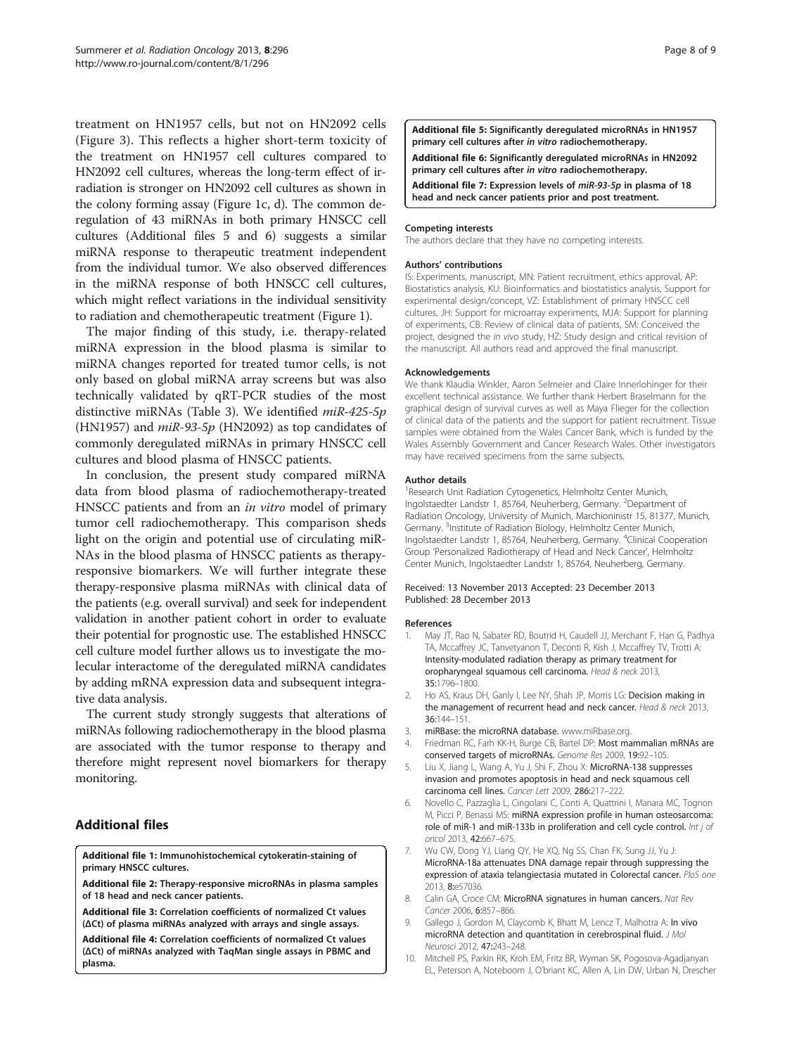treatment on HN1957 cells, but not on HN2092 cells (Figure 3). This reflects a higher short-term toxicity of the treatment on HN1957 cell cultures compared to HN2092 cell cultures, whereas the long-term effect of irradiation is stronger on HN2092 cell cultures as shown in the colony forming assay (Figure 1c, d). The common deregulation of 43 miRNAs in both primary HNSCC cell cultures (Additional files 5 and 6) suggests a similar miRNA response to therapeutic treatment independent from the individual tumor. We also observed differences in the miRNA response of both HNSCC cell cultures, which might reflect variations in the individual sensitivity to radiation and chemotherapeutic treatment (Figure 1).

The major finding of this study, i.e. therapy-related miRNA expression in the blood plasma is similar to miRNA changes reported for treated tumor cells, is not only based on global miRNA array screens but was also technically validated by qRT-PCR studies of the most distinctive miRNAs (Table 3). We identified *miR-425-5p* (HN1957) and *miR-93-5p* (HN2092) as top candidates of commonly deregulated miRNAs in primary HNSCC cell cultures and blood plasma of HNSCC patients.

In conclusion, the present study compared miRNA data from blood plasma of radiochemotherapy-treated HNSCC patients and from an *in vitro* model of primary tumor cell radiochemotherapy. This comparison sheds light on the origin and potential use of circulating miRNAs in the blood plasma of HNSCC patients as therapy-responsive biomarkers. We will further integrate these therapy-responsive plasma miRNAs with clinical data of the patients (e.g. overall survival) and seek for independent validation in another patient cohort in order to evaluate their potential for prognostic use. The established HNSCC cell culture model further allows us to investigate the molecular interactome of the deregulated miRNA candidates by adding mRNA expression data and subsequent integrative data analysis.

The current study strongly suggests that alterations of miRNAs following radiochemotherapy in the blood plasma are associated with the tumor response to therapy and therefore might represent novel biomarkers for therapy monitoring.

## Additional files

**Additional file 1: Immunohistochemical cytokeratin-staining of primary HNSCC cultures.**

**Additional file 2: Therapy-responsive microRNAs in plasma samples of 18 head and neck cancer patients.**

**Additional file 3: Correlation coefficients of normalized Ct values (ΔCt) of plasma miRNAs analyzed with arrays and single assays.**

**Additional file 4: Correlation coefficients of normalized Ct values (ΔCt) of miRNAs analyzed with TaqMan single assays in PBMC and plasma.**

**Additional file 5: Significantly deregulated microRNAs in HN1957 primary cell cultures after *in vitro* radiochemotherapy.**

**Additional file 6: Significantly deregulated microRNAs in HN2092 primary cell cultures after *in vitro* radiochemotherapy.**

**Additional file 7: Expression levels of *miR-93-5p* in plasma of 18 head and neck cancer patients prior and post treatment.**

### Competing interests

The authors declare that they have no competing interests.

### Authors' contributions

IS: Experiments, manuscript, MN: Patient recruitment, ethics approval, AP: Biostatistics analysis, KU: Bioinformatics and biostatistics analysis, Support for experimental design/concept, VZ: Establishment of primary HNSCC cell cultures, JH: Support for microarray experiments, MJA: Support for planning of experiments, CB: Review of clinical data of patients, SM: Conceived the project, designed the *in vivo* study, HZ: Study design and critical revision of the manuscript. All authors read and approved the final manuscript.

### Acknowledgements

We thank Klaudia Winkler, Aaron Selmeier and Claire Innerlohinger for their excellent technical assistance. We further thank Herbert Braselmann for the graphical design of survival curves as well as Maya Flieger for the collection of clinical data of the patients and the support for patient recruitment. Tissue samples were obtained from the Wales Cancer Bank, which is funded by the Wales Assembly Government and Cancer Research Wales. Other investigators may have received specimens from the same subjects.

### Author details

[1]Research Unit Radiation Cytogenetics, Helmholtz Center Munich, Ingolstaedter Landstr 1, 85764, Neuherberg, Germany. [2]Department of Radiation Oncology, University of Munich, Marchioninistr 15, 81377, Munich, Germany. [3]Institute of Radiation Biology, Helmholtz Center Munich, Ingolstaedter Landstr 1, 85764, Neuherberg, Germany. [4]Clinical Cooperation Group 'Personalized Radiotherapy of Head and Neck Cancer', Helmholtz Center Munich, Ingolstaedter Landstr 1, 85764, Neuherberg, Germany.

Received: 13 November 2013 Accepted: 23 December 2013
Published: 28 December 2013

### References

1. May JT, Rao N, Sabater RD, Boutrid H, Caudell JJ, Merchant F, Han G, Padhya TA, Mccaffrey JC, Tanvetyanon T, Deconti R, Kish J, Mccaffrey TV, Trotti A: **Intensity-modulated radiation therapy as primary treatment for oropharyngeal squamous cell carcinoma.** *Head & neck* 2013, **35:**1796–1800.
2. Ho AS, Kraus DH, Ganly I, Lee NY, Shah JP, Morris LG: **Decision making in the management of recurrent head and neck cancer.** *Head & neck* 2013, **36:**144–151.
3. **miRBase: the microRNA database.** www.miRbase.org.
4. Friedman RC, Farh KK-H, Burge CB, Bartel DP: **Most mammalian mRNAs are conserved targets of microRNAs.** *Genome Res* 2009, **19:**92–105.
5. Liu X, Jiang L, Wang A, Yu J, Shi F, Zhou X: **MicroRNA-138 suppresses invasion and promotes apoptosis in head and neck squamous cell carcinoma cell lines.** *Cancer Lett* 2009, **286:**217–222.
6. Novello C, Pazzaglia L, Cingolani C, Conti A, Quattrini I, Manara MC, Tognon M, Picci P, Benassi MS: **miRNA expression profile in human osteosarcoma: role of miR-1 and miR-133b in proliferation and cell cycle control.** *Int j of oncol* 2013, **42:**667–675.
7. Wu CW, Dong YJ, Liang QY, He XQ, Ng SS, Chan FK, Sung JJ, Yu J: **MicroRNA-18a attenuates DNA damage repair through suppressing the expression of ataxia telangiectasia mutated in Colorectal cancer.** *PloS one* 2013, **8:**e57036.
8. Calin GA, Croce CM: **MicroRNA signatures in human cancers.** *Nat Rev Cancer* 2006, **6:**857–866.
9. Gallego J, Gordon M, Claycomb K, Bhatt M, Lencz T, Malhotra A: **In vivo microRNA detection and quantitation in cerebrospinal fluid.** *J Mol Neurosci* 2012, **47:**243–248.
10. Mitchell PS, Parkin RK, Kroh EM, Fritz BR, Wyman SK, Pogosova-Agadjanyan EL, Peterson A, Noteboom J, O'briant KC, Allen A, Lin DW, Urban N, Drescher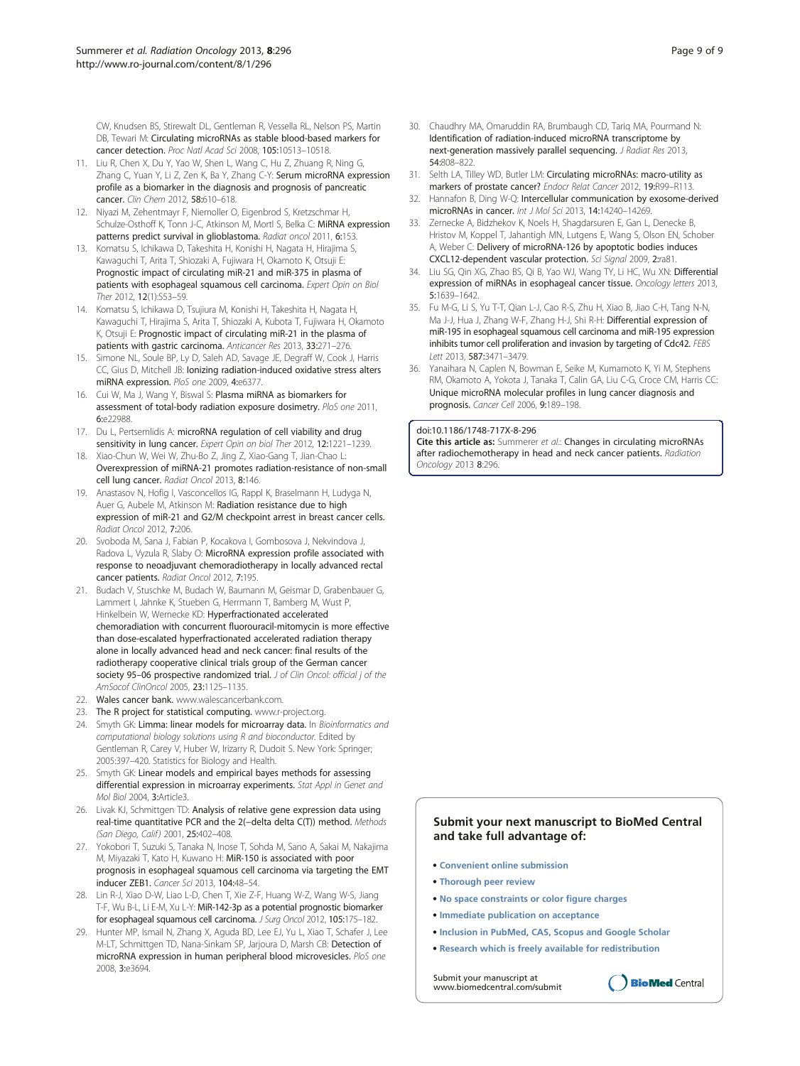CW, Knudsen BS, Stirewalt DL, Gentleman R, Vessella RL, Nelson PS, Martin DB, Tewari M: **Circulating microRNAs as stable blood-based markers for cancer detection.** *Proc Natl Acad Sci* 2008, **105:**10513–10518.

11. Liu R, Chen X, Du Y, Yao W, Shen L, Wang C, Hu Z, Zhuang R, Ning G, Zhang C, Yuan Y, Li Z, Zen K, Ba Y, Zhang C-Y: **Serum microRNA expression profile as a biomarker in the diagnosis and prognosis of pancreatic cancer.** *Clin Chem* 2012, **58:**610–618.
12. Niyazi M, Zehentmayr F, Niemoller O, Eigenbrod S, Kretzschmar H, Schulze-Osthoff K, Tonn J-C, Atkinson M, Mortl S, Belka C: **MiRNA expression patterns predict survival in glioblastoma.** *Radiat oncol* 2011, **6:**153.
13. Komatsu S, Ichikawa D, Takeshita H, Konishi H, Nagata H, Hirajima S, Kawaguchi T, Arita T, Shiozaki A, Fujiwara H, Okamoto K, Otsuji E: **Prognostic impact of circulating miR-21 and miR-375 in plasma of patients with esophageal squamous cell carcinoma.** *Expert Opin on Biol Ther* 2012, **12**(1):S53–59.
14. Komatsu S, Ichikawa D, Tsujiura M, Konishi H, Takeshita H, Nagata H, Kawaguchi T, Hirajima S, Arita T, Shiozaki A, Kubota T, Fujiwara H, Okamoto K, Otsuji E: **Prognostic impact of circulating miR-21 in the plasma of patients with gastric carcinoma.** *Anticancer Res* 2013, **33:**271–276.
15. Simone NL, Soule BP, Ly D, Saleh AD, Savage JE, Degraff W, Cook J, Harris CC, Gius D, Mitchell JB: **Ionizing radiation-induced oxidative stress alters miRNA expression.** *PloS one* 2009, **4:**e6377.
16. Cui W, Ma J, Wang Y, Biswal S: **Plasma miRNA as biomarkers for assessment of total-body radiation exposure dosimetry.** *PloS one* 2011, **6:**e22988.
17. Du L, Pertsemlidis A: **microRNA regulation of cell viability and drug sensitivity in lung cancer.** *Expert Opin on biol Ther* 2012, **12:**1221–1239.
18. Xiao-Chun W, Wei W, Zhu-Bo Z, Jing Z, Xiao-Gang T, Jian-Chao L: **Overexpression of miRNA-21 promotes radiation-resistance of non-small cell lung cancer.** *Radiat Oncol* 2013, **8:**146.
19. Anastasov N, Hofig I, Vasconcellos IG, Rappl K, Braselmann H, Ludyga N, Auer G, Aubele M, Atkinson M: **Radiation resistance due to high expression of miR-21 and G2/M checkpoint arrest in breast cancer cells.** *Radiat Oncol* 2012, **7:**206.
20. Svoboda M, Sana J, Fabian P, Kocakova I, Gombosova J, Nekvindova J, Radova L, Vyzula R, Slaby O: **MicroRNA expression profile associated with response to neoadjuvant chemoradiotherapy in locally advanced rectal cancer patients.** *Radiat Oncol* 2012, **7:**195.
21. Budach V, Stuschke M, Budach W, Baumann M, Geismar D, Grabenbauer G, Lammert I, Jahnke K, Stueben G, Herrmann T, Bamberg M, Wust P, Hinkelbein W, Wernecke KD: **Hyperfractionated accelerated chemoradiation with concurrent fluorouracil-mitomycin is more effective than dose-escalated hyperfractionated accelerated radiation therapy alone in locally advanced head and neck cancer: final results of the radiotherapy cooperative clinical trials group of the German cancer society 95–06 prospective randomized trial.** *J of Clin Oncol: official j of the AmSocof ClinOncol* 2005, **23:**1125–1135.
22. **Wales cancer bank.** www.walescancerbank.com.
23. **The R project for statistical computing.** www.r-project.org.
24. Smyth GK: **Limma: linear models for microarray data.** In *Bioinformatics and computational biology solutions using R and bioconductor.* Edited by Gentleman R, Carey V, Huber W, Irizarry R, Dudoit S. New York: Springer; 2005:397–420. Statistics for Biology and Health.
25. Smyth GK: **Linear models and empirical bayes methods for assessing differential expression in microarray experiments.** *Stat Appl in Genet and Mol Biol* 2004, **3:**Article3.
26. Livak KJ, Schmittgen TD: **Analysis of relative gene expression data using real-time quantitative PCR and the 2(−delta delta C(T)) method.** *Methods (San Diego, Calif)* 2001, **25:**402–408.
27. Yokobori T, Suzuki S, Tanaka N, Inose T, Sohda M, Sano A, Sakai M, Nakajima M, Miyazaki T, Kato H, Kuwano H: **MiR-150 is associated with poor prognosis in esophageal squamous cell carcinoma via targeting the EMT inducer ZEB1.** *Cancer Sci* 2013, **104:**48–54.
28. Lin R-J, Xiao D-W, Liao L-D, Chen T, Xie Z-F, Huang W-Z, Wang W-S, Jiang T-F, Wu B-L, Li E-M, Xu L-Y: **MiR-142-3p as a potential prognostic biomarker for esophageal squamous cell carcinoma.** *J Surg Oncol* 2012, **105:**175–182.
29. Hunter MP, Ismail N, Zhang X, Aguda BD, Lee EJ, Yu L, Xiao T, Schafer J, Lee M-LT, Schmittgen TD, Nana-Sinkam SP, Jarjoura D, Marsh CB: **Detection of microRNA expression in human peripheral blood microvesicles.** *PloS one* 2008, **3:**e3694.
30. Chaudhry MA, Omaruddin RA, Brumbaugh CD, Tariq MA, Pourmand N: **Identification of radiation-induced microRNA transcriptome by next-generation massively parallel sequencing.** *J Radiat Res* 2013, **54:**808–822.
31. Selth LA, Tilley WD, Butler LM: **Circulating microRNAs: macro-utility as markers of prostate cancer?** *Endocr Relat Cancer* 2012, **19:**R99–R113.
32. Hannafon B, Ding W-Q: **Intercellular communication by exosome-derived microRNAs in cancer.** *Int J Mol Sci* 2013, **14:**14240–14269.
33. Zernecke A, Bidzhekov K, Noels H, Shagdarsuren E, Gan L, Denecke B, Hristov M, Koppel T, Jahantigh MN, Lutgens E, Wang S, Olson EN, Schober A, Weber C: **Delivery of microRNA-126 by apoptotic bodies induces CXCL12-dependent vascular protection.** *Sci Signal* 2009, **2:**ra81.
34. Liu SG, Qin XG, Zhao BS, Qi B, Yao WJ, Wang TY, Li HC, Wu XN: **Differential expression of miRNAs in esophageal cancer tissue.** *Oncology letters* 2013, **5:**1639–1642.
35. Fu M-G, Li S, Yu T-T, Qian L-J, Cao R-S, Zhu H, Xiao B, Jiao C-H, Tang N-N, Ma J-J, Hua J, Zhang W-F, Zhang H-J, Shi R-H: **Differential expression of miR-195 in esophageal squamous cell carcinoma and miR-195 expression inhibits tumor cell proliferation and invasion by targeting of Cdc42.** *FEBS Lett* 2013, **587:**3471–3479.
36. Yanaihara N, Caplen N, Bowman E, Seike M, Kumamoto K, Yi M, Stephens RM, Okamoto A, Yokota J, Tanaka T, Calin GA, Liu C-G, Croce CM, Harris CC: **Unique microRNA molecular profiles in lung cancer diagnosis and prognosis.** *Cancer Cell* 2006, **9:**189–198.

doi:10.1186/1748-717X-8-296

**Cite this article as:** Summerer *et al.*: Changes in circulating microRNAs after radiochemotherapy in head and neck cancer patients. *Radiation Oncology* 2013 **8**:296.

**Submit your next manuscript to BioMed Central and take full advantage of:**

- **Convenient online submission**
- **Thorough peer review**
- **No space constraints or color figure charges**
- **Immediate publication on acceptance**
- **Inclusion in PubMed, CAS, Scopus and Google Scholar**
- **Research which is freely available for redistribution**

Submit your manuscript at www.biomedcentral.com/submit

BioMed Central